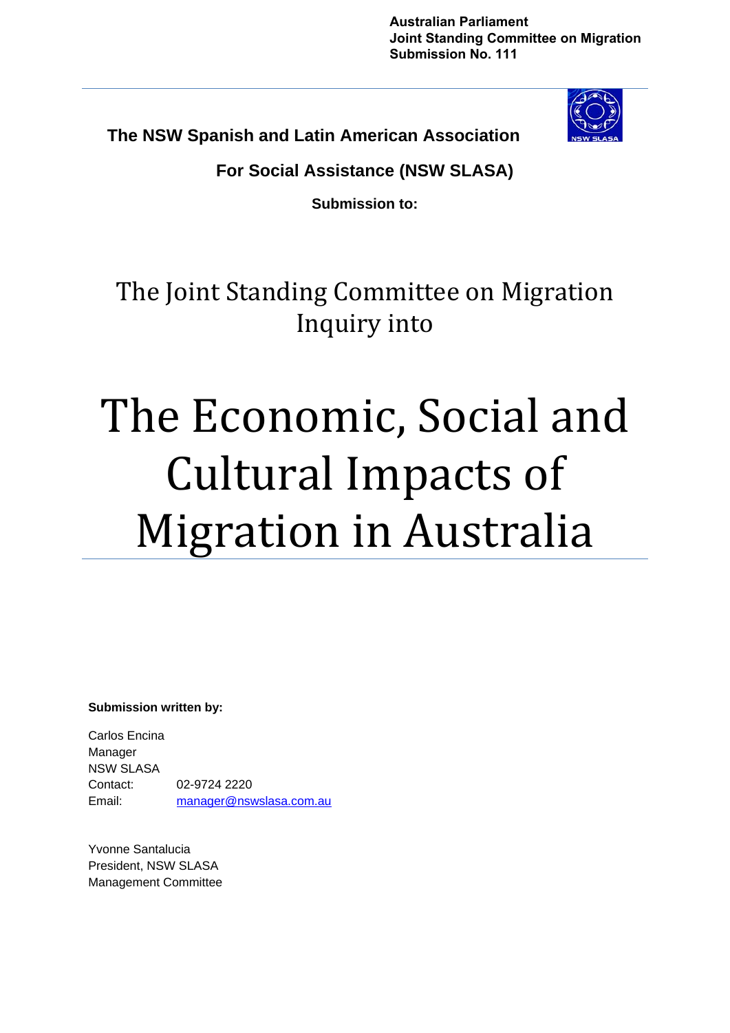**Australian Parliament**
**Joint Standing Committee on Migration**
**Submission No. 111**

**The NSW Spanish and Latin American Association**

**For Social Assistance (NSW SLASA)**

**Submission to:**

## The Joint Standing Committee on Migration Inquiry into

# The Economic, Social and Cultural Impacts of Migration in Australia

**Submission written by:**

Carlos Encina
Manager
NSW SLASA
Contact: 02-9724 2220
Email: manager@nswslasa.com.au

Yvonne Santalucia
President, NSW SLASA
Management Committee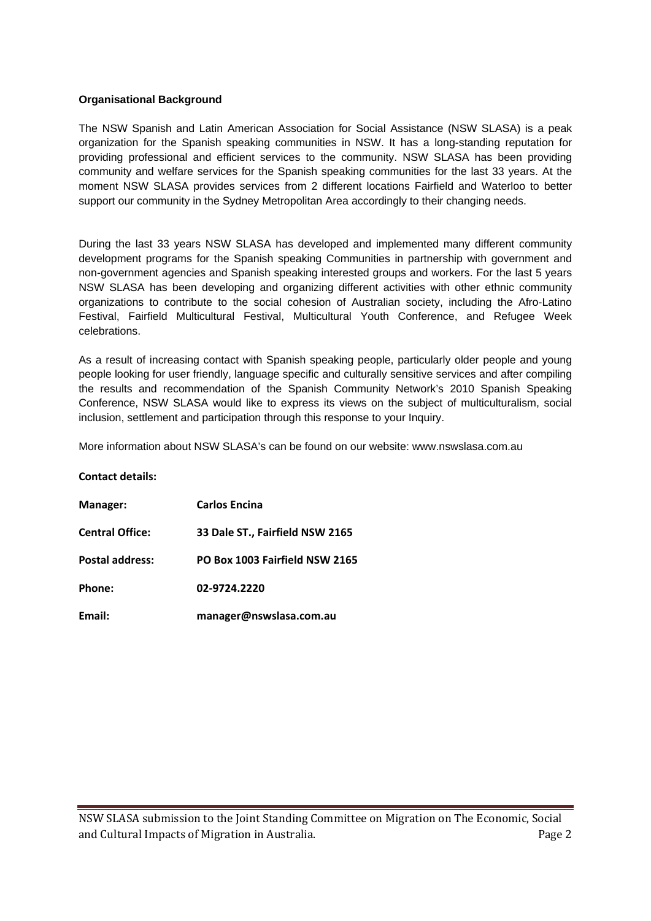**Organisational Background**

The NSW Spanish and Latin American Association for Social Assistance (NSW SLASA) is a peak organization for the Spanish speaking communities in NSW. It has a long-standing reputation for providing professional and efficient services to the community. NSW SLASA has been providing community and welfare services for the Spanish speaking communities for the last 33 years. At the moment NSW SLASA provides services from 2 different locations Fairfield and Waterloo to better support our community in the Sydney Metropolitan Area accordingly to their changing needs.

During the last 33 years NSW SLASA has developed and implemented many different community development programs for the Spanish speaking Communities in partnership with government and non-government agencies and Spanish speaking interested groups and workers. For the last 5 years NSW SLASA has been developing and organizing different activities with other ethnic community organizations to contribute to the social cohesion of Australian society, including the Afro-Latino Festival, Fairfield Multicultural Festival, Multicultural Youth Conference, and Refugee Week celebrations.

As a result of increasing contact with Spanish speaking people, particularly older people and young people looking for user friendly, language specific and culturally sensitive services and after compiling the results and recommendation of the Spanish Community Network's 2010 Spanish Speaking Conference, NSW SLASA would like to express its views on the subject of multiculturalism, social inclusion, settlement and participation through this response to your Inquiry.

More information about NSW SLASA's can be found on our website: www.nswslasa.com.au

**Contact details:**

| | |
|---|---|
| **Manager:** | **Carlos Encina** |
| **Central Office:** | **33 Dale ST., Fairfield NSW 2165** |
| **Postal address:** | **PO Box 1003 Fairfield NSW 2165** |
| **Phone:** | **02-9724.2220** |
| **Email:** | **manager@nswslasa.com.au** |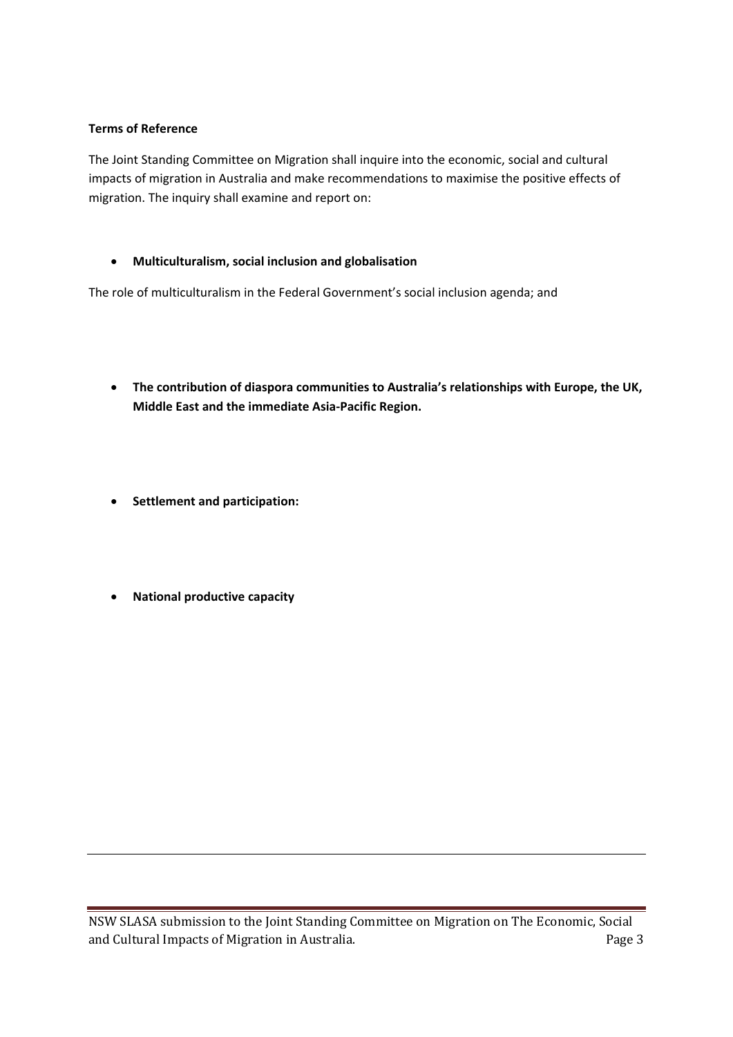**Terms of Reference**

The Joint Standing Committee on Migration shall inquire into the economic, social and cultural impacts of migration in Australia and make recommendations to maximise the positive effects of migration. The inquiry shall examine and report on:

- **Multiculturalism, social inclusion and globalisation**

The role of multiculturalism in the Federal Government's social inclusion agenda; and

- **The contribution of diaspora communities to Australia's relationships with Europe, the UK, Middle East and the immediate Asia-Pacific Region.**

- **Settlement and participation:**

- **National productive capacity**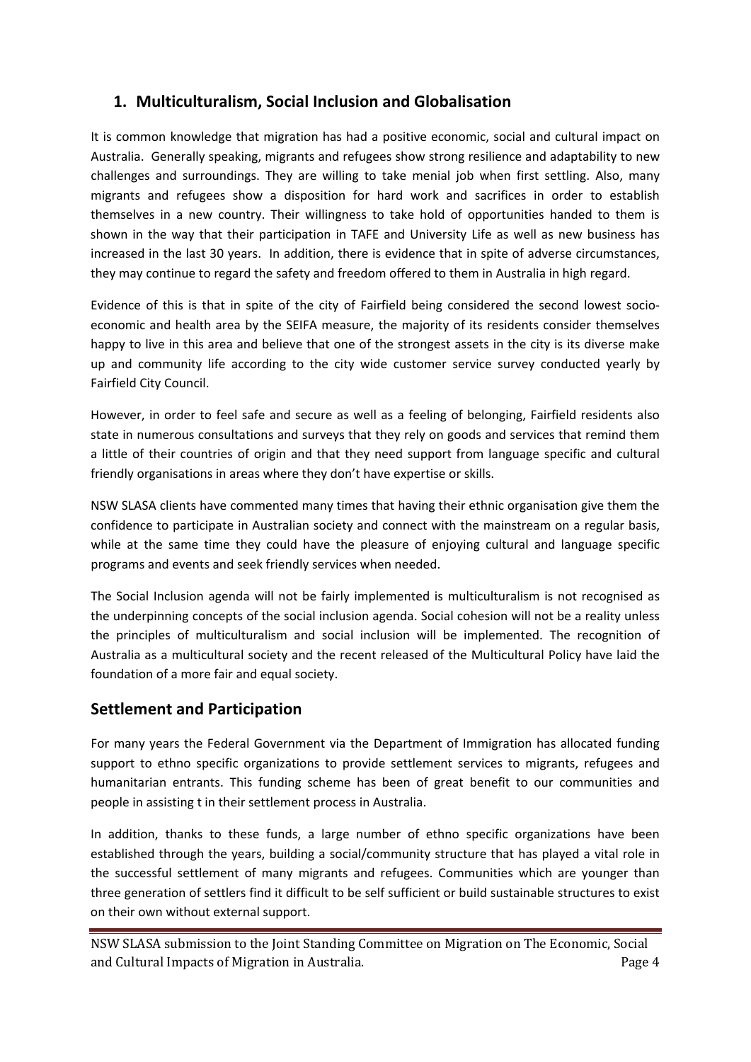## 1. Multiculturalism, Social Inclusion and Globalisation

It is common knowledge that migration has had a positive economic, social and cultural impact on Australia. Generally speaking, migrants and refugees show strong resilience and adaptability to new challenges and surroundings. They are willing to take menial job when first settling. Also, many migrants and refugees show a disposition for hard work and sacrifices in order to establish themselves in a new country. Their willingness to take hold of opportunities handed to them is shown in the way that their participation in TAFE and University Life as well as new business has increased in the last 30 years. In addition, there is evidence that in spite of adverse circumstances, they may continue to regard the safety and freedom offered to them in Australia in high regard.

Evidence of this is that in spite of the city of Fairfield being considered the second lowest socio-economic and health area by the SEIFA measure, the majority of its residents consider themselves happy to live in this area and believe that one of the strongest assets in the city is its diverse make up and community life according to the city wide customer service survey conducted yearly by Fairfield City Council.

However, in order to feel safe and secure as well as a feeling of belonging, Fairfield residents also state in numerous consultations and surveys that they rely on goods and services that remind them a little of their countries of origin and that they need support from language specific and cultural friendly organisations in areas where they don't have expertise or skills.

NSW SLASA clients have commented many times that having their ethnic organisation give them the confidence to participate in Australian society and connect with the mainstream on a regular basis, while at the same time they could have the pleasure of enjoying cultural and language specific programs and events and seek friendly services when needed.

The Social Inclusion agenda will not be fairly implemented is multiculturalism is not recognised as the underpinning concepts of the social inclusion agenda. Social cohesion will not be a reality unless the principles of multiculturalism and social inclusion will be implemented. The recognition of Australia as a multicultural society and the recent released of the Multicultural Policy have laid the foundation of a more fair and equal society.

## Settlement and Participation

For many years the Federal Government via the Department of Immigration has allocated funding support to ethno specific organizations to provide settlement services to migrants, refugees and humanitarian entrants. This funding scheme has been of great benefit to our communities and people in assisting t in their settlement process in Australia.

In addition, thanks to these funds, a large number of ethno specific organizations have been established through the years, building a social/community structure that has played a vital role in the successful settlement of many migrants and refugees. Communities which are younger than three generation of settlers find it difficult to be self sufficient or build sustainable structures to exist on their own without external support.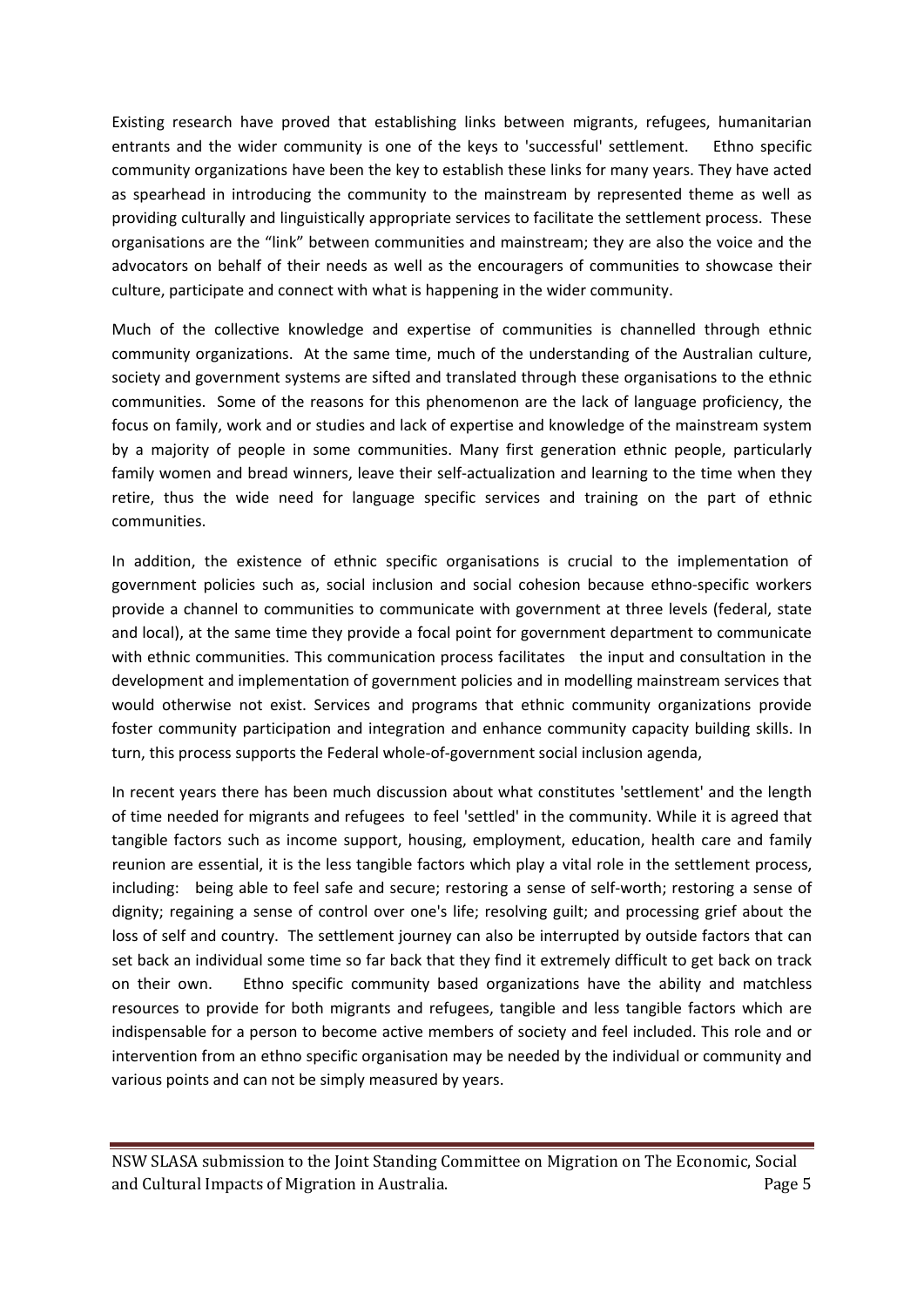Existing research have proved that establishing links between migrants, refugees, humanitarian entrants and the wider community is one of the keys to 'successful' settlement. Ethno specific community organizations have been the key to establish these links for many years. They have acted as spearhead in introducing the community to the mainstream by represented theme as well as providing culturally and linguistically appropriate services to facilitate the settlement process. These organisations are the "link" between communities and mainstream; they are also the voice and the advocators on behalf of their needs as well as the encouragers of communities to showcase their culture, participate and connect with what is happening in the wider community.

Much of the collective knowledge and expertise of communities is channelled through ethnic community organizations. At the same time, much of the understanding of the Australian culture, society and government systems are sifted and translated through these organisations to the ethnic communities. Some of the reasons for this phenomenon are the lack of language proficiency, the focus on family, work and or studies and lack of expertise and knowledge of the mainstream system by a majority of people in some communities. Many first generation ethnic people, particularly family women and bread winners, leave their self-actualization and learning to the time when they retire, thus the wide need for language specific services and training on the part of ethnic communities.

In addition, the existence of ethnic specific organisations is crucial to the implementation of government policies such as, social inclusion and social cohesion because ethno-specific workers provide a channel to communities to communicate with government at three levels (federal, state and local), at the same time they provide a focal point for government department to communicate with ethnic communities. This communication process facilitates the input and consultation in the development and implementation of government policies and in modelling mainstream services that would otherwise not exist. Services and programs that ethnic community organizations provide foster community participation and integration and enhance community capacity building skills. In turn, this process supports the Federal whole-of-government social inclusion agenda,

In recent years there has been much discussion about what constitutes 'settlement' and the length of time needed for migrants and refugees to feel 'settled' in the community. While it is agreed that tangible factors such as income support, housing, employment, education, health care and family reunion are essential, it is the less tangible factors which play a vital role in the settlement process, including: being able to feel safe and secure; restoring a sense of self-worth; restoring a sense of dignity; regaining a sense of control over one's life; resolving guilt; and processing grief about the loss of self and country. The settlement journey can also be interrupted by outside factors that can set back an individual some time so far back that they find it extremely difficult to get back on track on their own. Ethno specific community based organizations have the ability and matchless resources to provide for both migrants and refugees, tangible and less tangible factors which are indispensable for a person to become active members of society and feel included. This role and or intervention from an ethno specific organisation may be needed by the individual or community and various points and can not be simply measured by years.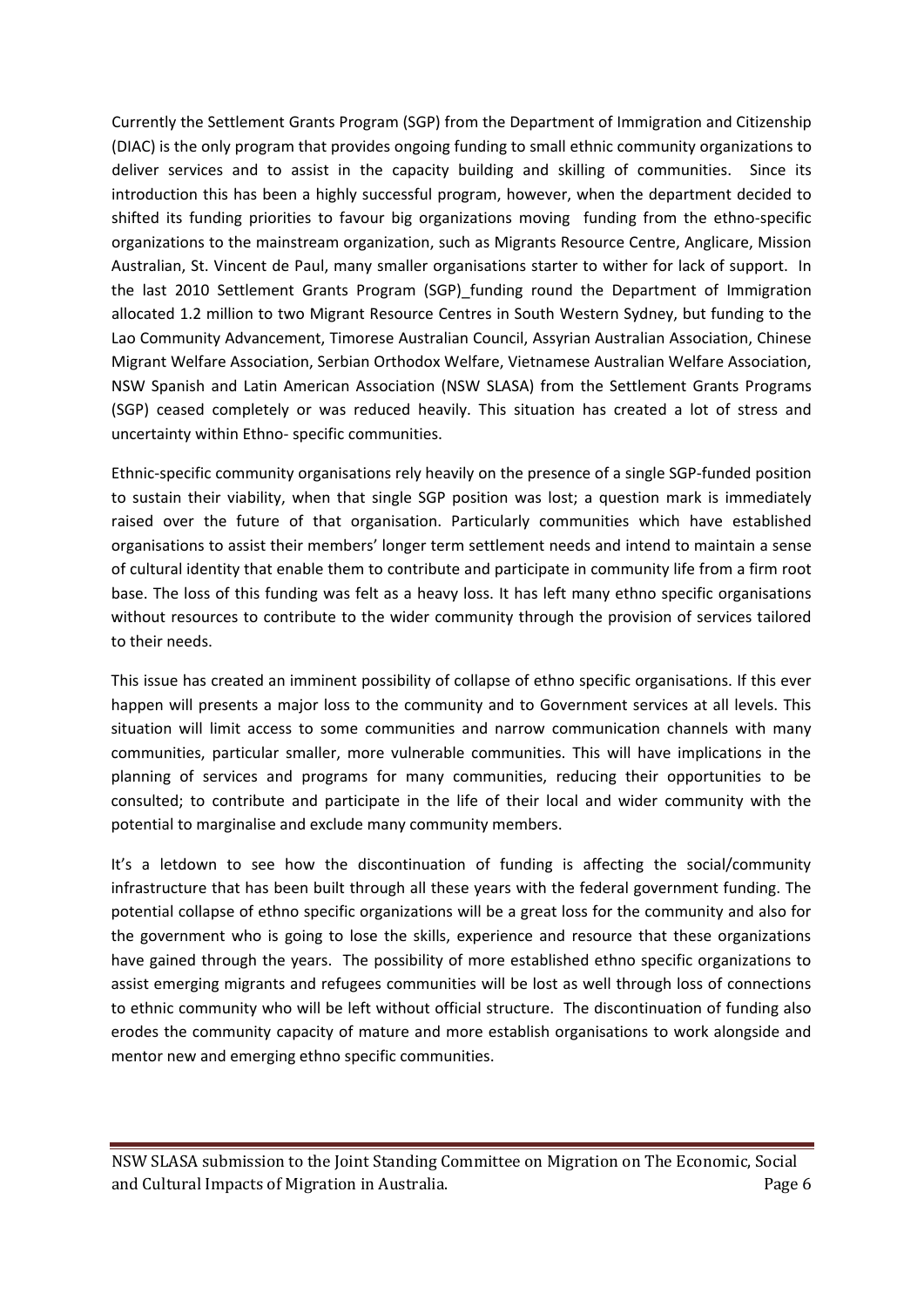Currently the Settlement Grants Program (SGP) from the Department of Immigration and Citizenship (DIAC) is the only program that provides ongoing funding to small ethnic community organizations to deliver services and to assist in the capacity building and skilling of communities. Since its introduction this has been a highly successful program, however, when the department decided to shifted its funding priorities to favour big organizations moving funding from the ethno-specific organizations to the mainstream organization, such as Migrants Resource Centre, Anglicare, Mission Australian, St. Vincent de Paul, many smaller organisations starter to wither for lack of support. In the last 2010 Settlement Grants Program (SGP)_funding round the Department of Immigration allocated 1.2 million to two Migrant Resource Centres in South Western Sydney, but funding to the Lao Community Advancement, Timorese Australian Council, Assyrian Australian Association, Chinese Migrant Welfare Association, Serbian Orthodox Welfare, Vietnamese Australian Welfare Association, NSW Spanish and Latin American Association (NSW SLASA) from the Settlement Grants Programs (SGP) ceased completely or was reduced heavily. This situation has created a lot of stress and uncertainty within Ethno- specific communities.

Ethnic-specific community organisations rely heavily on the presence of a single SGP-funded position to sustain their viability, when that single SGP position was lost; a question mark is immediately raised over the future of that organisation. Particularly communities which have established organisations to assist their members' longer term settlement needs and intend to maintain a sense of cultural identity that enable them to contribute and participate in community life from a firm root base. The loss of this funding was felt as a heavy loss. It has left many ethno specific organisations without resources to contribute to the wider community through the provision of services tailored to their needs.

This issue has created an imminent possibility of collapse of ethno specific organisations. If this ever happen will presents a major loss to the community and to Government services at all levels. This situation will limit access to some communities and narrow communication channels with many communities, particular smaller, more vulnerable communities. This will have implications in the planning of services and programs for many communities, reducing their opportunities to be consulted; to contribute and participate in the life of their local and wider community with the potential to marginalise and exclude many community members.

It's a letdown to see how the discontinuation of funding is affecting the social/community infrastructure that has been built through all these years with the federal government funding. The potential collapse of ethno specific organizations will be a great loss for the community and also for the government who is going to lose the skills, experience and resource that these organizations have gained through the years. The possibility of more established ethno specific organizations to assist emerging migrants and refugees communities will be lost as well through loss of connections to ethnic community who will be left without official structure. The discontinuation of funding also erodes the community capacity of mature and more establish organisations to work alongside and mentor new and emerging ethno specific communities.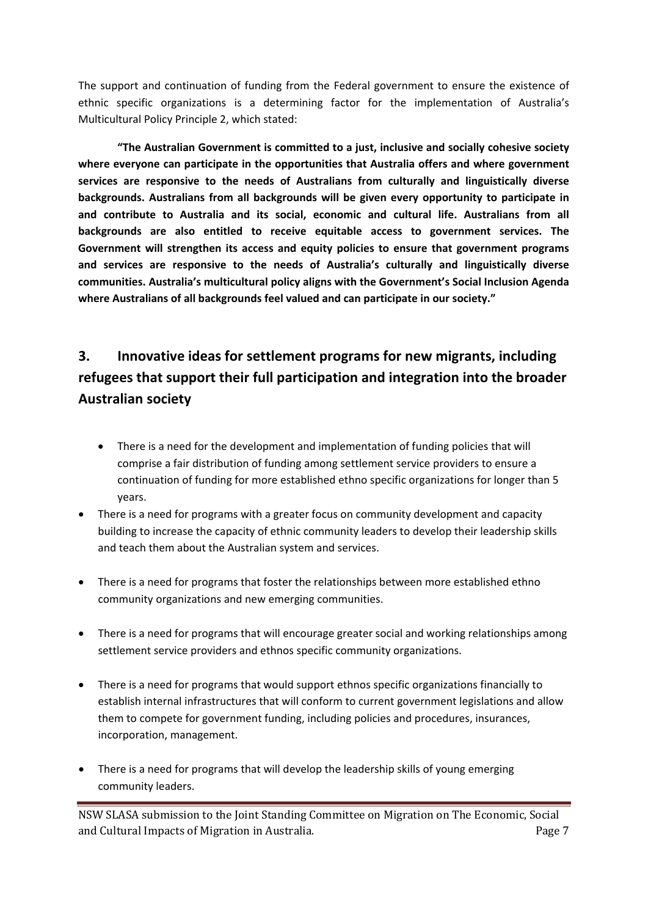The support and continuation of funding from the Federal government to ensure the existence of ethnic specific organizations is a determining factor for the implementation of Australia's Multicultural Policy Principle 2, which stated:

> **"The Australian Government is committed to a just, inclusive and socially cohesive society where everyone can participate in the opportunities that Australia offers and where government services are responsive to the needs of Australians from culturally and linguistically diverse backgrounds. Australians from all backgrounds will be given every opportunity to participate in and contribute to Australia and its social, economic and cultural life. Australians from all backgrounds are also entitled to receive equitable access to government services. The Government will strengthen its access and equity policies to ensure that government programs and services are responsive to the needs of Australia's culturally and linguistically diverse communities. Australia's multicultural policy aligns with the Government's Social Inclusion Agenda where Australians of all backgrounds feel valued and can participate in our society."**

## 3. Innovative ideas for settlement programs for new migrants, including refugees that support their full participation and integration into the broader Australian society

- There is a need for the development and implementation of funding policies that will comprise a fair distribution of funding among settlement service providers to ensure a continuation of funding for more established ethno specific organizations for longer than 5 years.
- There is a need for programs with a greater focus on community development and capacity building to increase the capacity of ethnic community leaders to develop their leadership skills and teach them about the Australian system and services.
- There is a need for programs that foster the relationships between more established ethno community organizations and new emerging communities.
- There is a need for programs that will encourage greater social and working relationships among settlement service providers and ethnos specific community organizations.
- There is a need for programs that would support ethnos specific organizations financially to establish internal infrastructures that will conform to current government legislations and allow them to compete for government funding, including policies and procedures, insurances, incorporation, management.
- There is a need for programs that will develop the leadership skills of young emerging community leaders.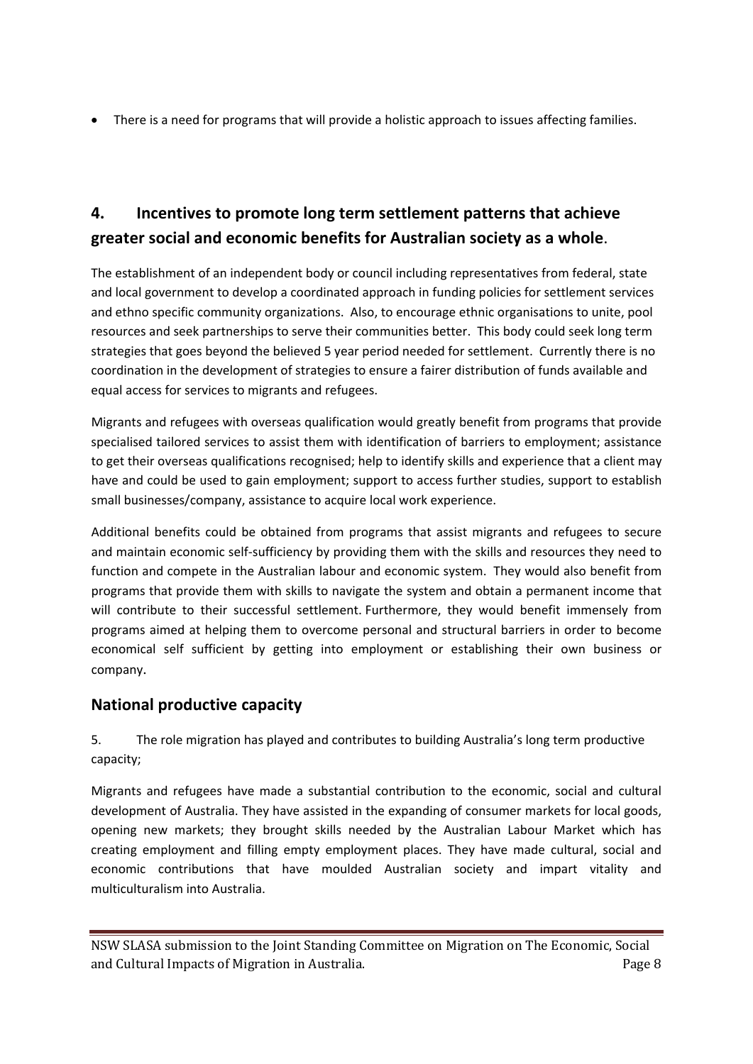- There is a need for programs that will provide a holistic approach to issues affecting families.

## 4. Incentives to promote long term settlement patterns that achieve greater social and economic benefits for Australian society as a whole.

The establishment of an independent body or council including representatives from federal, state and local government to develop a coordinated approach in funding policies for settlement services and ethno specific community organizations. Also, to encourage ethnic organisations to unite, pool resources and seek partnerships to serve their communities better. This body could seek long term strategies that goes beyond the believed 5 year period needed for settlement. Currently there is no coordination in the development of strategies to ensure a fairer distribution of funds available and equal access for services to migrants and refugees.

Migrants and refugees with overseas qualification would greatly benefit from programs that provide specialised tailored services to assist them with identification of barriers to employment; assistance to get their overseas qualifications recognised; help to identify skills and experience that a client may have and could be used to gain employment; support to access further studies, support to establish small businesses/company, assistance to acquire local work experience.

Additional benefits could be obtained from programs that assist migrants and refugees to secure and maintain economic self-sufficiency by providing them with the skills and resources they need to function and compete in the Australian labour and economic system. They would also benefit from programs that provide them with skills to navigate the system and obtain a permanent income that will contribute to their successful settlement. Furthermore, they would benefit immensely from programs aimed at helping them to overcome personal and structural barriers in order to become economical self sufficient by getting into employment or establishing their own business or company.

## National productive capacity

5. The role migration has played and contributes to building Australia's long term productive capacity;

Migrants and refugees have made a substantial contribution to the economic, social and cultural development of Australia. They have assisted in the expanding of consumer markets for local goods, opening new markets; they brought skills needed by the Australian Labour Market which has creating employment and filling empty employment places. They have made cultural, social and economic contributions that have moulded Australian society and impart vitality and multiculturalism into Australia.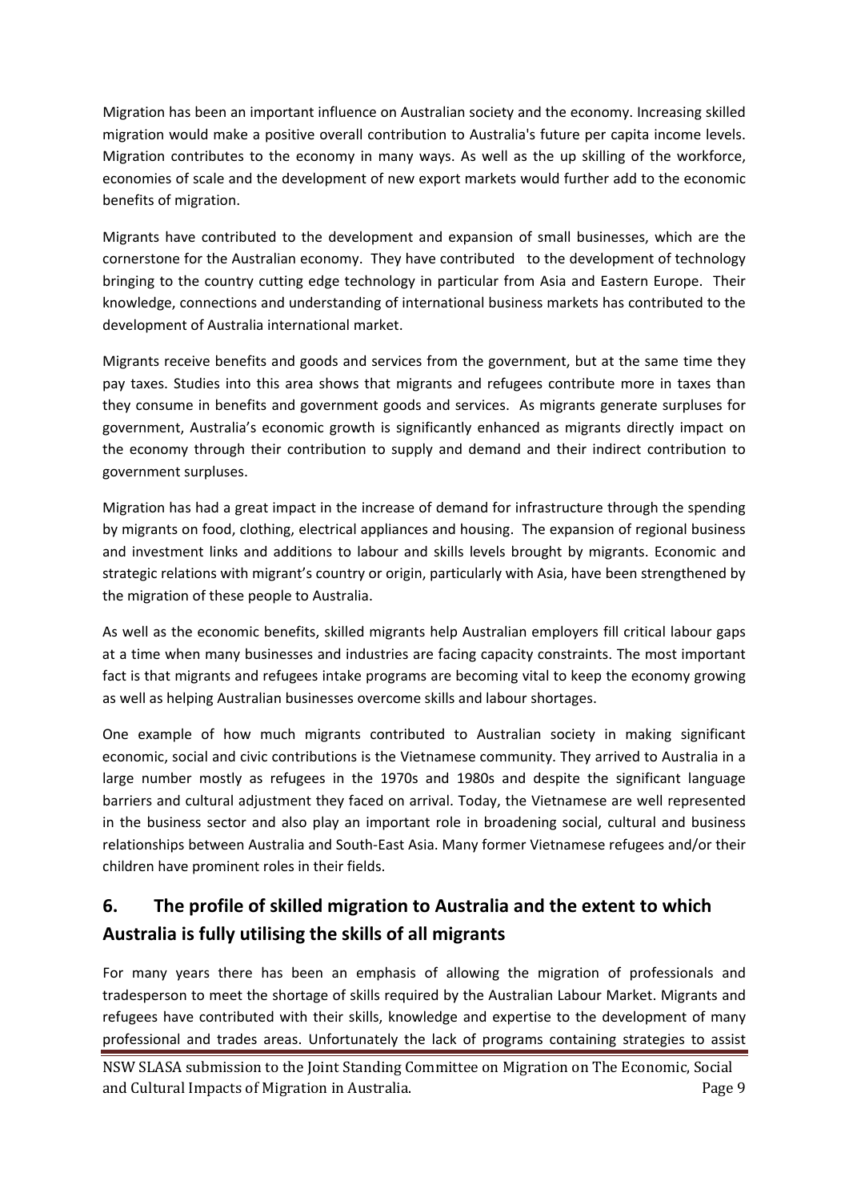Migration has been an important influence on Australian society and the economy. Increasing skilled migration would make a positive overall contribution to Australia's future per capita income levels. Migration contributes to the economy in many ways. As well as the up skilling of the workforce, economies of scale and the development of new export markets would further add to the economic benefits of migration.

Migrants have contributed to the development and expansion of small businesses, which are the cornerstone for the Australian economy. They have contributed to the development of technology bringing to the country cutting edge technology in particular from Asia and Eastern Europe. Their knowledge, connections and understanding of international business markets has contributed to the development of Australia international market.

Migrants receive benefits and goods and services from the government, but at the same time they pay taxes. Studies into this area shows that migrants and refugees contribute more in taxes than they consume in benefits and government goods and services. As migrants generate surpluses for government, Australia's economic growth is significantly enhanced as migrants directly impact on the economy through their contribution to supply and demand and their indirect contribution to government surpluses.

Migration has had a great impact in the increase of demand for infrastructure through the spending by migrants on food, clothing, electrical appliances and housing. The expansion of regional business and investment links and additions to labour and skills levels brought by migrants. Economic and strategic relations with migrant's country or origin, particularly with Asia, have been strengthened by the migration of these people to Australia.

As well as the economic benefits, skilled migrants help Australian employers fill critical labour gaps at a time when many businesses and industries are facing capacity constraints. The most important fact is that migrants and refugees intake programs are becoming vital to keep the economy growing as well as helping Australian businesses overcome skills and labour shortages.

One example of how much migrants contributed to Australian society in making significant economic, social and civic contributions is the Vietnamese community. They arrived to Australia in a large number mostly as refugees in the 1970s and 1980s and despite the significant language barriers and cultural adjustment they faced on arrival. Today, the Vietnamese are well represented in the business sector and also play an important role in broadening social, cultural and business relationships between Australia and South-East Asia. Many former Vietnamese refugees and/or their children have prominent roles in their fields.

## 6. The profile of skilled migration to Australia and the extent to which Australia is fully utilising the skills of all migrants

For many years there has been an emphasis of allowing the migration of professionals and tradesperson to meet the shortage of skills required by the Australian Labour Market. Migrants and refugees have contributed with their skills, knowledge and expertise to the development of many professional and trades areas. Unfortunately the lack of programs containing strategies to assist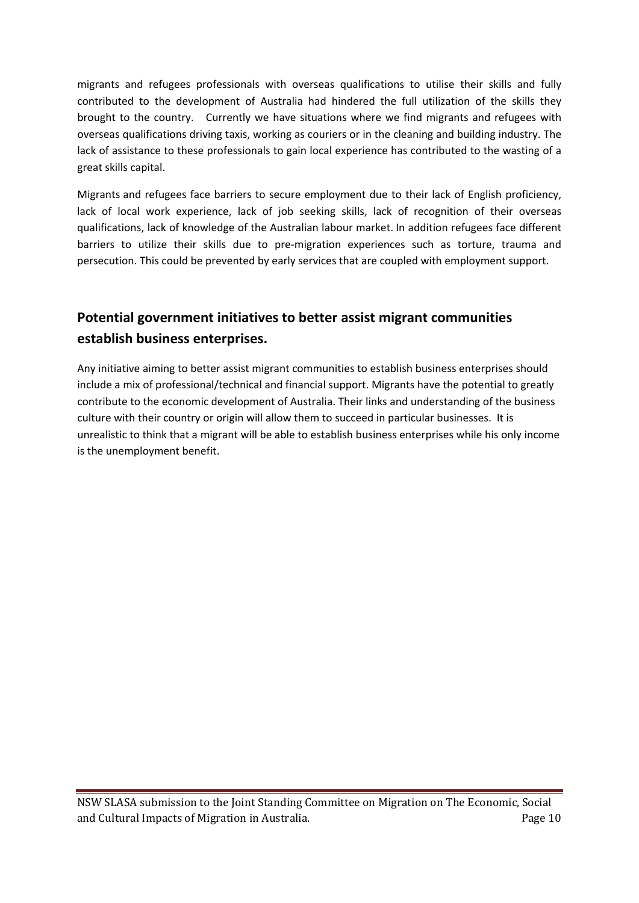migrants and refugees professionals with overseas qualifications to utilise their skills and fully contributed to the development of Australia had hindered the full utilization of the skills they brought to the country. Currently we have situations where we find migrants and refugees with overseas qualifications driving taxis, working as couriers or in the cleaning and building industry. The lack of assistance to these professionals to gain local experience has contributed to the wasting of a great skills capital.

Migrants and refugees face barriers to secure employment due to their lack of English proficiency, lack of local work experience, lack of job seeking skills, lack of recognition of their overseas qualifications, lack of knowledge of the Australian labour market. In addition refugees face different barriers to utilize their skills due to pre-migration experiences such as torture, trauma and persecution. This could be prevented by early services that are coupled with employment support.

## Potential government initiatives to better assist migrant communities establish business enterprises.

Any initiative aiming to better assist migrant communities to establish business enterprises should include a mix of professional/technical and financial support. Migrants have the potential to greatly contribute to the economic development of Australia. Their links and understanding of the business culture with their country or origin will allow them to succeed in particular businesses. It is unrealistic to think that a migrant will be able to establish business enterprises while his only income is the unemployment benefit.